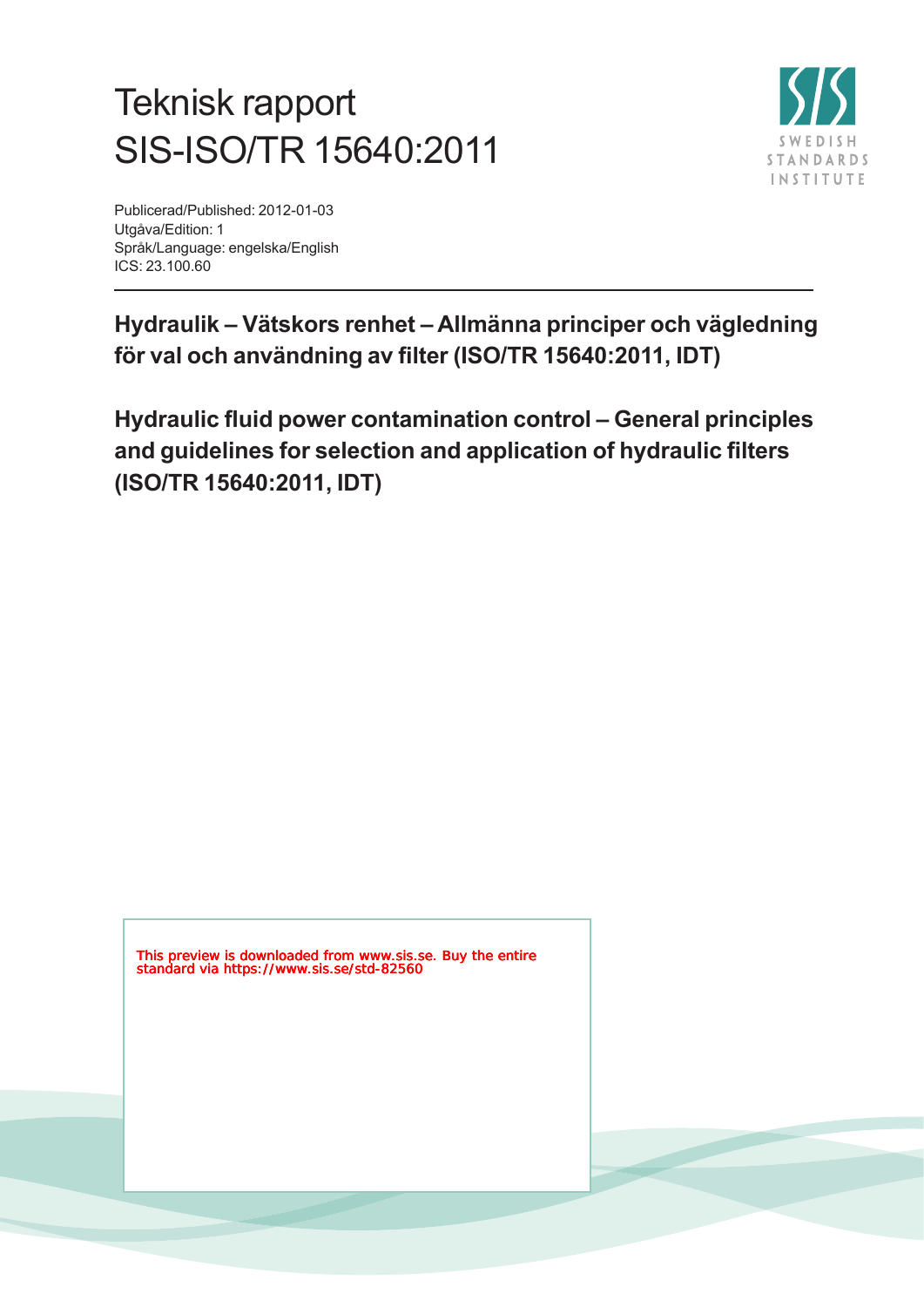# Teknisk rapport
# SIS-ISO/TR 15640:2011

SWEDISH STANDARDS INSTITUTE

Publicerad/Published: 2012-01-03
Utgåva/Edition: 1
Språk/Language: engelska/English
ICS: 23.100.60

## Hydraulik – Vätskors renhet – Allmänna principer och vägledning för val och användning av filter (ISO/TR 15640:2011, IDT)

## Hydraulic fluid power contamination control – General principles and guidelines for selection and application of hydraulic filters (ISO/TR 15640:2011, IDT)

This preview is downloaded from www.sis.se. Buy the entire standard via https://www.sis.se/std-82560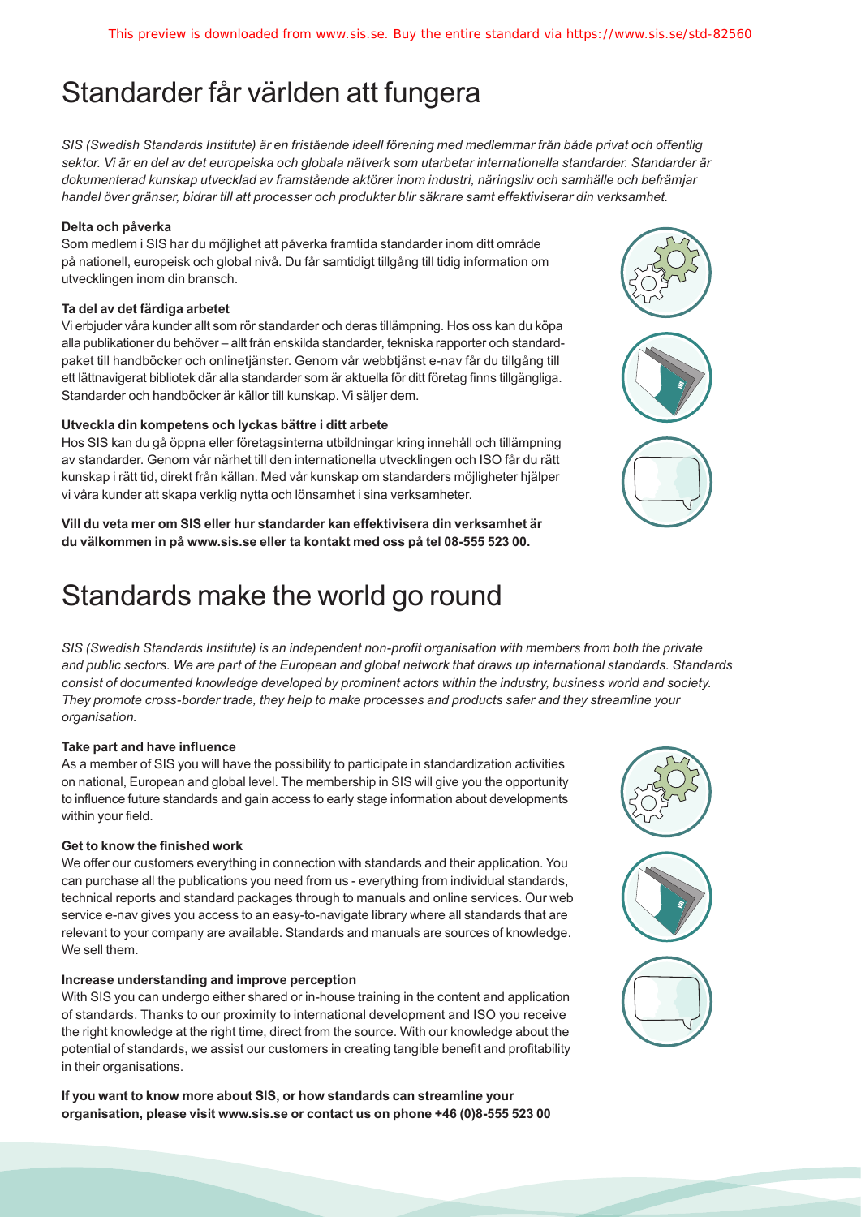# Standarder får världen att fungera

*SIS (Swedish Standards Institute) är en fristående ideell förening med medlemmar från både privat och offentlig sektor. Vi är en del av det europeiska och globala nätverk som utarbetar internationella standarder. Standarder är dokumenterad kunskap utvecklad av framstående aktörer inom industri, näringsliv och samhälle och befrämjar handel över gränser, bidrar till att processer och produkter blir säkrare samt effektiviserar din verksamhet.*

**Delta och påverka**

Som medlem i SIS har du möjlighet att påverka framtida standarder inom ditt område på nationell, europeisk och global nivå. Du får samtidigt tillgång till tidig information om utvecklingen inom din bransch.

**Ta del av det färdiga arbetet**

Vi erbjuder våra kunder allt som rör standarder och deras tillämpning. Hos oss kan du köpa alla publikationer du behöver – allt från enskilda standarder, tekniska rapporter och standardpaket till handböcker och onlinetjänster. Genom vår webbtjänst e-nav får du tillgång till ett lättnavigerat bibliotek där alla standarder som är aktuella för ditt företag finns tillgängliga. Standarder och handböcker är källor till kunskap. Vi säljer dem.

**Utveckla din kompetens och lyckas bättre i ditt arbete**

Hos SIS kan du gå öppna eller företagsinterna utbildningar kring innehåll och tillämpning av standarder. Genom vår närhet till den internationella utvecklingen och ISO får du rätt kunskap i rätt tid, direkt från källan. Med vår kunskap om standarders möjligheter hjälper vi våra kunder att skapa verklig nytta och lönsamhet i sina verksamheter.

**Vill du veta mer om SIS eller hur standarder kan effektivisera din verksamhet är du välkommen in på www.sis.se eller ta kontakt med oss på tel 08-555 523 00.**

# Standards make the world go round

*SIS (Swedish Standards Institute) is an independent non-profit organisation with members from both the private and public sectors. We are part of the European and global network that draws up international standards. Standards consist of documented knowledge developed by prominent actors within the industry, business world and society. They promote cross-border trade, they help to make processes and products safer and they streamline your organisation.*

**Take part and have influence**

As a member of SIS you will have the possibility to participate in standardization activities on national, European and global level. The membership in SIS will give you the opportunity to influence future standards and gain access to early stage information about developments within your field.

**Get to know the finished work**

We offer our customers everything in connection with standards and their application. You can purchase all the publications you need from us - everything from individual standards, technical reports and standard packages through to manuals and online services. Our web service e-nav gives you access to an easy-to-navigate library where all standards that are relevant to your company are available. Standards and manuals are sources of knowledge. We sell them.

**Increase understanding and improve perception**

With SIS you can undergo either shared or in-house training in the content and application of standards. Thanks to our proximity to international development and ISO you receive the right knowledge at the right time, direct from the source. With our knowledge about the potential of standards, we assist our customers in creating tangible benefit and profitability in their organisations.

**If you want to know more about SIS, or how standards can streamline your organisation, please visit www.sis.se or contact us on phone +46 (0)8-555 523 00**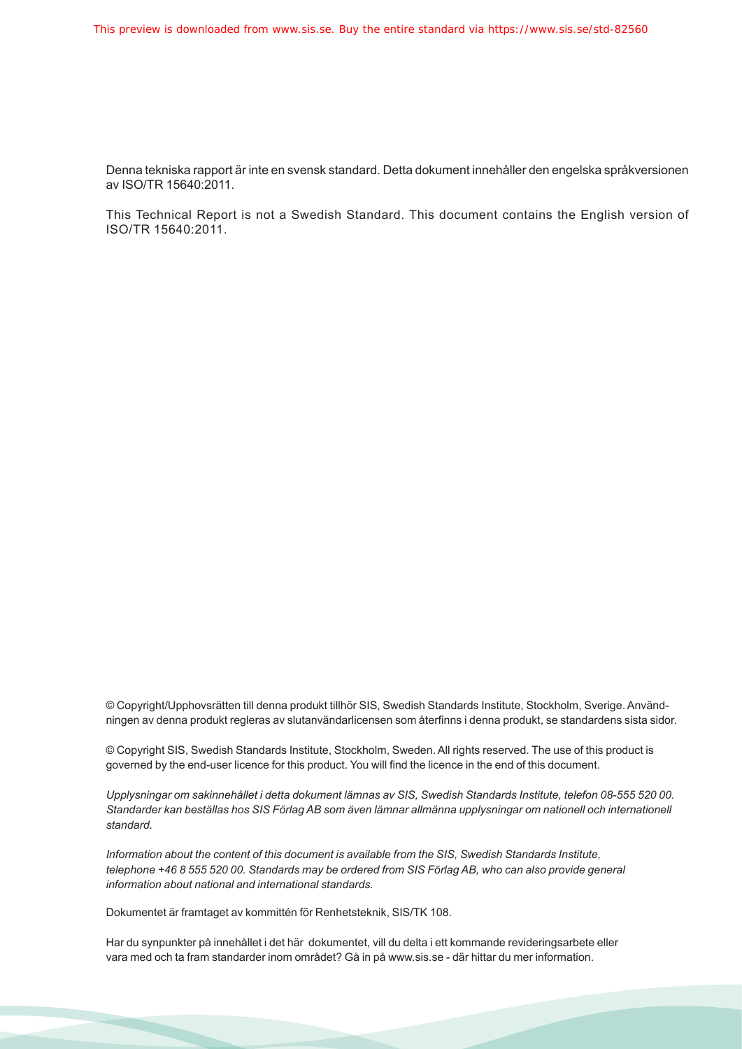Denna tekniska rapport är inte en svensk standard. Detta dokument innehåller den engelska språkversionen av ISO/TR 15640:2011.

This Technical Report is not a Swedish Standard. This document contains the English version of ISO/TR 15640:2011.

© Copyright/Upphovsrätten till denna produkt tillhör SIS, Swedish Standards Institute, Stockholm, Sverige. Användningen av denna produkt regleras av slutanvändarlicensen som återfinns i denna produkt, se standardens sista sidor.

© Copyright SIS, Swedish Standards Institute, Stockholm, Sweden. All rights reserved. The use of this product is governed by the end-user licence for this product. You will find the licence in the end of this document.

*Upplysningar om sakinnehållet i detta dokument lämnas av SIS, Swedish Standards Institute, telefon 08-555 520 00. Standarder kan beställas hos SIS Förlag AB som även lämnar allmänna upplysningar om nationell och internationell standard.*

*Information about the content of this document is available from the SIS, Swedish Standards Institute, telephone +46 8 555 520 00. Standards may be ordered from SIS Förlag AB, who can also provide general information about national and international standards.*

Dokumentet är framtaget av kommittén för Renhetsteknik, SIS/TK 108.

Har du synpunkter på innehållet i det här dokumentet, vill du delta i ett kommande revideringsarbete eller vara med och ta fram standarder inom området? Gå in på www.sis.se - där hittar du mer information.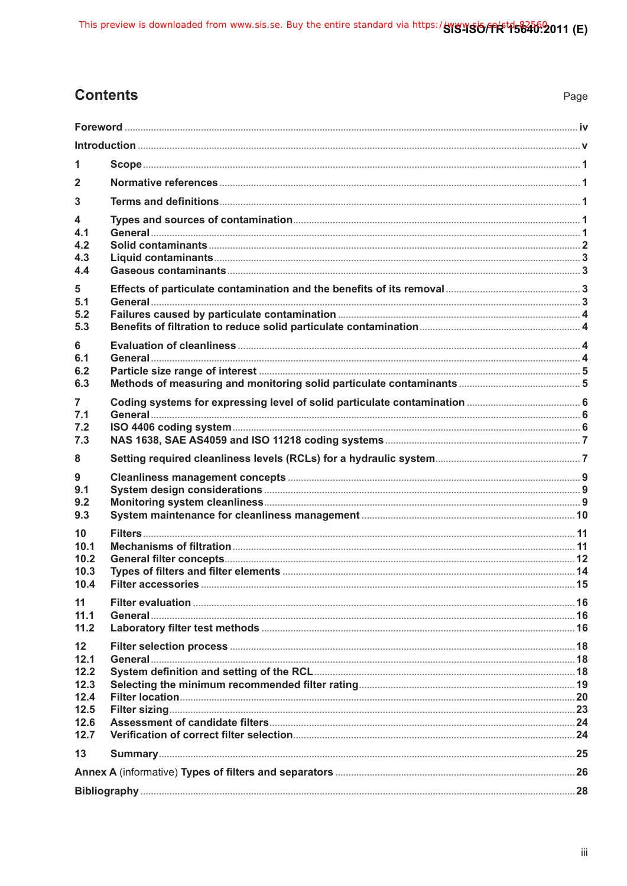## Contents

Page

Foreword ..... iv

Introduction ..... v

1 Scope ..... 1

2 Normative references ..... 1

3 Terms and definitions ..... 1

4 Types and sources of contamination ..... 1
4.1 General ..... 1
4.2 Solid contaminants ..... 2
4.3 Liquid contaminants ..... 3
4.4 Gaseous contaminants ..... 3

5 Effects of particulate contamination and the benefits of its removal ..... 3
5.1 General ..... 3
5.2 Failures caused by particulate contamination ..... 4
5.3 Benefits of filtration to reduce solid particulate contamination ..... 4

6 Evaluation of cleanliness ..... 4
6.1 General ..... 4
6.2 Particle size range of interest ..... 5
6.3 Methods of measuring and monitoring solid particulate contaminants ..... 5

7 Coding systems for expressing level of solid particulate contamination ..... 6
7.1 General ..... 6
7.2 ISO 4406 coding system ..... 6
7.3 NAS 1638, SAE AS4059 and ISO 11218 coding systems ..... 7

8 Setting required cleanliness levels (RCLs) for a hydraulic system ..... 7

9 Cleanliness management concepts ..... 9
9.1 System design considerations ..... 9
9.2 Monitoring system cleanliness ..... 9
9.3 System maintenance for cleanliness management ..... 10

10 Filters ..... 11
10.1 Mechanisms of filtration ..... 11
10.2 General filter concepts ..... 12
10.3 Types of filters and filter elements ..... 14
10.4 Filter accessories ..... 15

11 Filter evaluation ..... 16
11.1 General ..... 16
11.2 Laboratory filter test methods ..... 16

12 Filter selection process ..... 18
12.1 General ..... 18
12.2 System definition and setting of the RCL ..... 18
12.3 Selecting the minimum recommended filter rating ..... 19
12.4 Filter location ..... 20
12.5 Filter sizing ..... 23
12.6 Assessment of candidate filters ..... 24
12.7 Verification of correct filter selection ..... 24

13 Summary ..... 25

Annex A (informative) Types of filters and separators ..... 26

Bibliography ..... 28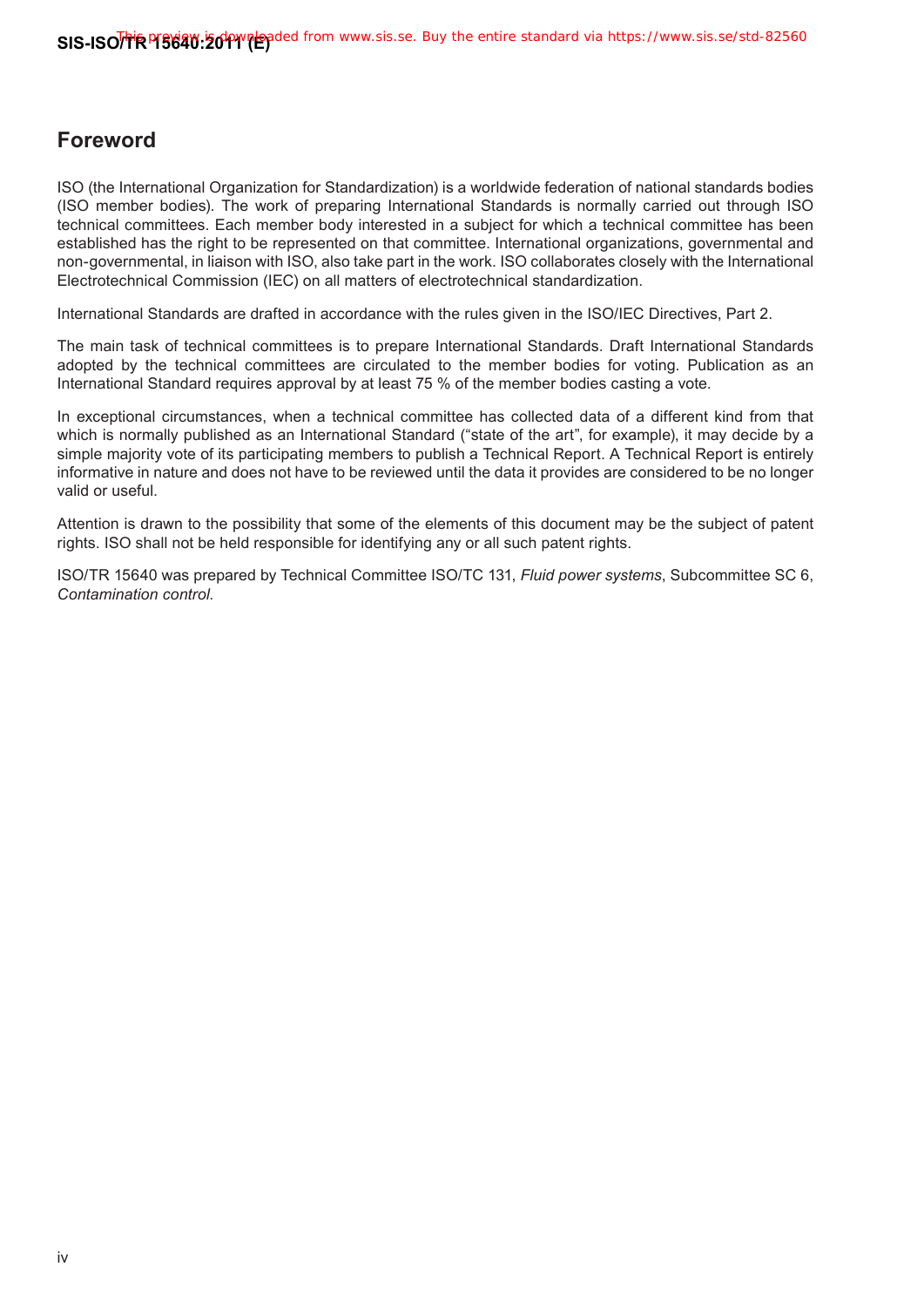## Foreword

ISO (the International Organization for Standardization) is a worldwide federation of national standards bodies (ISO member bodies). The work of preparing International Standards is normally carried out through ISO technical committees. Each member body interested in a subject for which a technical committee has been established has the right to be represented on that committee. International organizations, governmental and non-governmental, in liaison with ISO, also take part in the work. ISO collaborates closely with the International Electrotechnical Commission (IEC) on all matters of electrotechnical standardization.

International Standards are drafted in accordance with the rules given in the ISO/IEC Directives, Part 2.

The main task of technical committees is to prepare International Standards. Draft International Standards adopted by the technical committees are circulated to the member bodies for voting. Publication as an International Standard requires approval by at least 75 % of the member bodies casting a vote.

In exceptional circumstances, when a technical committee has collected data of a different kind from that which is normally published as an International Standard ("state of the art", for example), it may decide by a simple majority vote of its participating members to publish a Technical Report. A Technical Report is entirely informative in nature and does not have to be reviewed until the data it provides are considered to be no longer valid or useful.

Attention is drawn to the possibility that some of the elements of this document may be the subject of patent rights. ISO shall not be held responsible for identifying any or all such patent rights.

ISO/TR 15640 was prepared by Technical Committee ISO/TC 131, *Fluid power systems*, Subcommittee SC 6, *Contamination control*.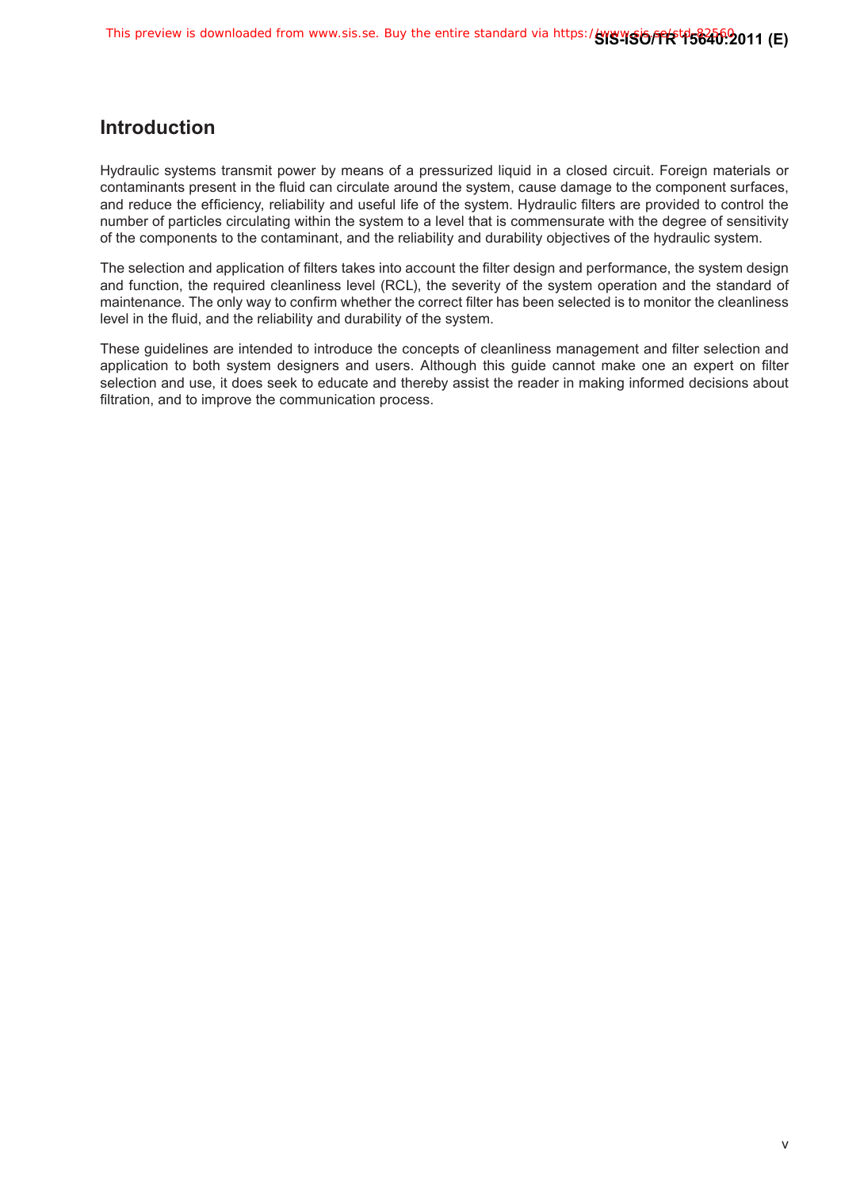## Introduction

Hydraulic systems transmit power by means of a pressurized liquid in a closed circuit. Foreign materials or contaminants present in the fluid can circulate around the system, cause damage to the component surfaces, and reduce the efficiency, reliability and useful life of the system. Hydraulic filters are provided to control the number of particles circulating within the system to a level that is commensurate with the degree of sensitivity of the components to the contaminant, and the reliability and durability objectives of the hydraulic system.

The selection and application of filters takes into account the filter design and performance, the system design and function, the required cleanliness level (RCL), the severity of the system operation and the standard of maintenance. The only way to confirm whether the correct filter has been selected is to monitor the cleanliness level in the fluid, and the reliability and durability of the system.

These guidelines are intended to introduce the concepts of cleanliness management and filter selection and application to both system designers and users. Although this guide cannot make one an expert on filter selection and use, it does seek to educate and thereby assist the reader in making informed decisions about filtration, and to improve the communication process.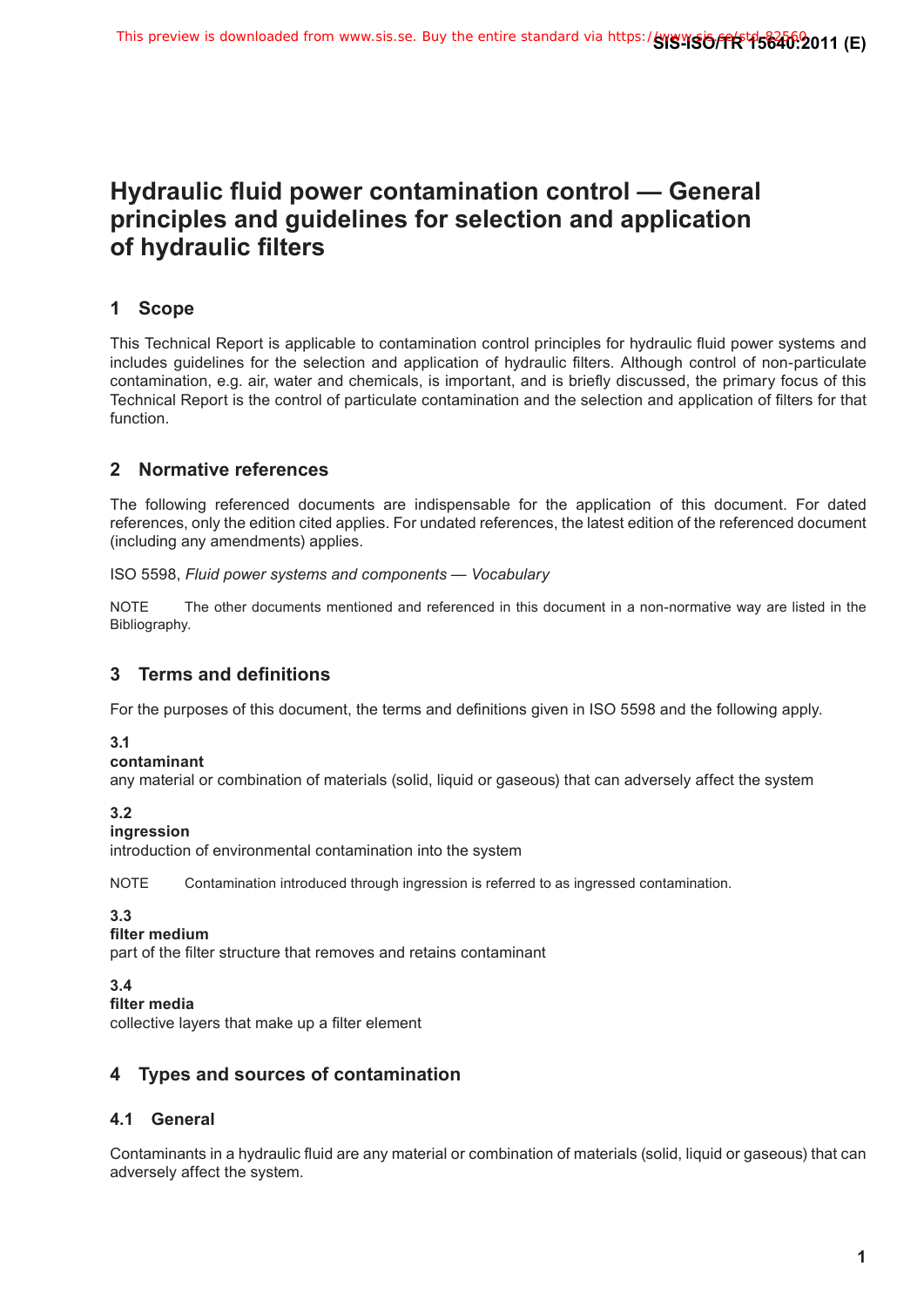# Hydraulic fluid power contamination control — General principles and guidelines for selection and application of hydraulic filters

## 1 Scope

This Technical Report is applicable to contamination control principles for hydraulic fluid power systems and includes guidelines for the selection and application of hydraulic filters. Although control of non-particulate contamination, e.g. air, water and chemicals, is important, and is briefly discussed, the primary focus of this Technical Report is the control of particulate contamination and the selection and application of filters for that function.

## 2 Normative references

The following referenced documents are indispensable for the application of this document. For dated references, only the edition cited applies. For undated references, the latest edition of the referenced document (including any amendments) applies.

ISO 5598, *Fluid power systems and components — Vocabulary*

NOTE The other documents mentioned and referenced in this document in a non-normative way are listed in the Bibliography.

## 3 Terms and definitions

For the purposes of this document, the terms and definitions given in ISO 5598 and the following apply.

**3.1**
**contaminant**
any material or combination of materials (solid, liquid or gaseous) that can adversely affect the system

**3.2**
**ingression**
introduction of environmental contamination into the system

NOTE Contamination introduced through ingression is referred to as ingressed contamination.

**3.3**
**filter medium**
part of the filter structure that removes and retains contaminant

**3.4**
**filter media**
collective layers that make up a filter element

## 4 Types and sources of contamination

### 4.1 General

Contaminants in a hydraulic fluid are any material or combination of materials (solid, liquid or gaseous) that can adversely affect the system.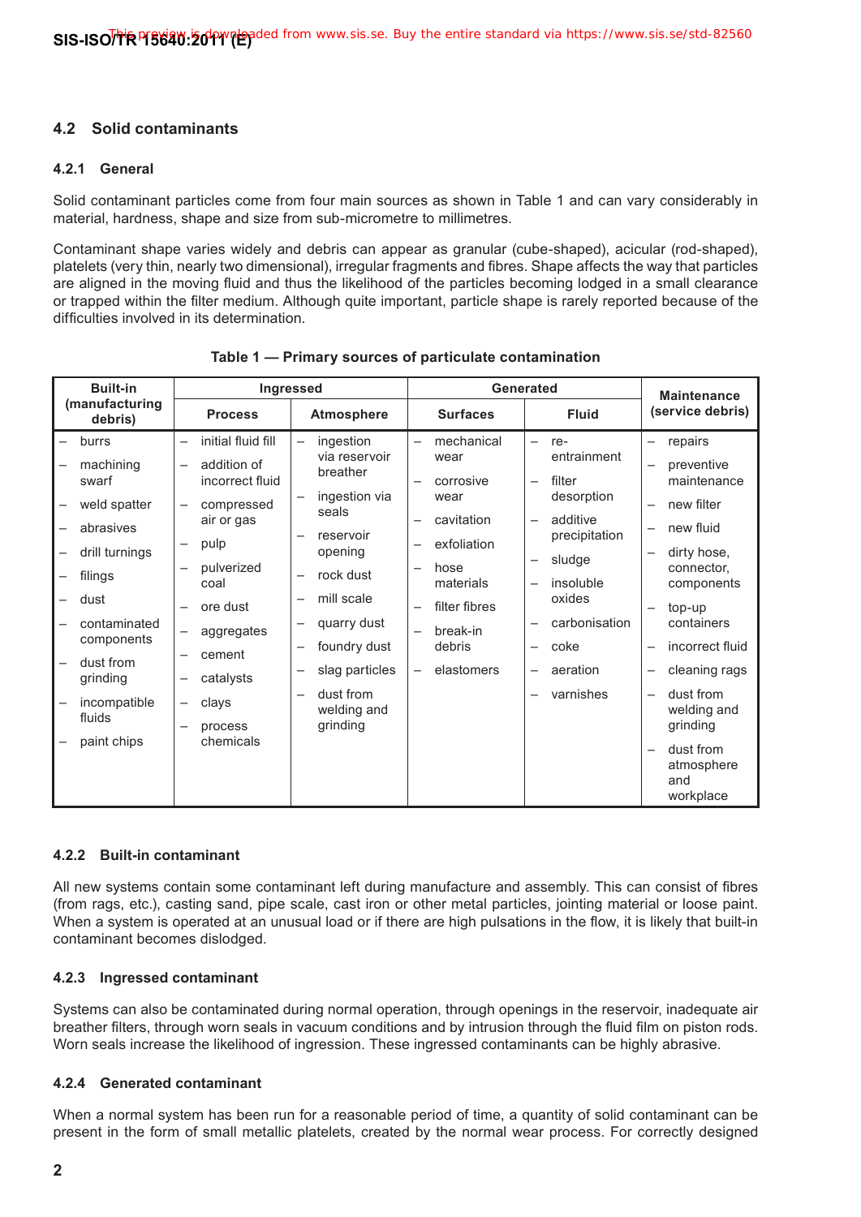## 4.2 Solid contaminants

### 4.2.1 General

Solid contaminant particles come from four main sources as shown in Table 1 and can vary considerably in material, hardness, shape and size from sub-micrometre to millimetres.

Contaminant shape varies widely and debris can appear as granular (cube-shaped), acicular (rod-shaped), platelets (very thin, nearly two dimensional), irregular fragments and fibres. Shape affects the way that particles are aligned in the moving fluid and thus the likelihood of the particles becoming lodged in a small clearance or trapped within the filter medium. Although quite important, particle shape is rarely reported because of the difficulties involved in its determination.

**Table 1 — Primary sources of particulate contamination**

| Built-in (manufacturing debris) | Ingressed | | Generated | | Maintenance (service debris) |
|---|---|---|---|---|---|
| | Process | Atmosphere | Surfaces | Fluid | |
| – burrs<br>– machining swarf<br>– weld spatter<br>– abrasives<br>– drill turnings<br>– filings<br>– dust<br>– contaminated components<br>– dust from grinding<br>– incompatible fluids<br>– paint chips | – initial fluid fill<br>– addition of incorrect fluid<br>– compressed air or gas<br>– pulp<br>– pulverized coal<br>– ore dust<br>– aggregates<br>– cement<br>– catalysts<br>– clays<br>– process chemicals | – ingestion via reservoir breather<br>– ingestion via seals<br>– reservoir opening<br>– rock dust<br>– mill scale<br>– quarry dust<br>– foundry dust<br>– slag particles<br>– dust from welding and grinding | – mechanical wear<br>– corrosive wear<br>– cavitation<br>– exfoliation<br>– hose materials<br>– filter fibres<br>– break-in debris<br>– elastomers | – re-entrainment<br>– filter desorption<br>– additive precipitation<br>– sludge<br>– insoluble oxides<br>– carbonisation<br>– coke<br>– aeration<br>– varnishes | – repairs<br>– preventive maintenance<br>– new filter<br>– new fluid<br>– dirty hose, connector, components<br>– top-up containers<br>– incorrect fluid<br>– cleaning rags<br>– dust from welding and grinding<br>– dust from atmosphere and workplace |

### 4.2.2 Built-in contaminant

All new systems contain some contaminant left during manufacture and assembly. This can consist of fibres (from rags, etc.), casting sand, pipe scale, cast iron or other metal particles, jointing material or loose paint. When a system is operated at an unusual load or if there are high pulsations in the flow, it is likely that built-in contaminant becomes dislodged.

### 4.2.3 Ingressed contaminant

Systems can also be contaminated during normal operation, through openings in the reservoir, inadequate air breather filters, through worn seals in vacuum conditions and by intrusion through the fluid film on piston rods. Worn seals increase the likelihood of ingression. These ingressed contaminants can be highly abrasive.

### 4.2.4 Generated contaminant

When a normal system has been run for a reasonable period of time, a quantity of solid contaminant can be present in the form of small metallic platelets, created by the normal wear process. For correctly designed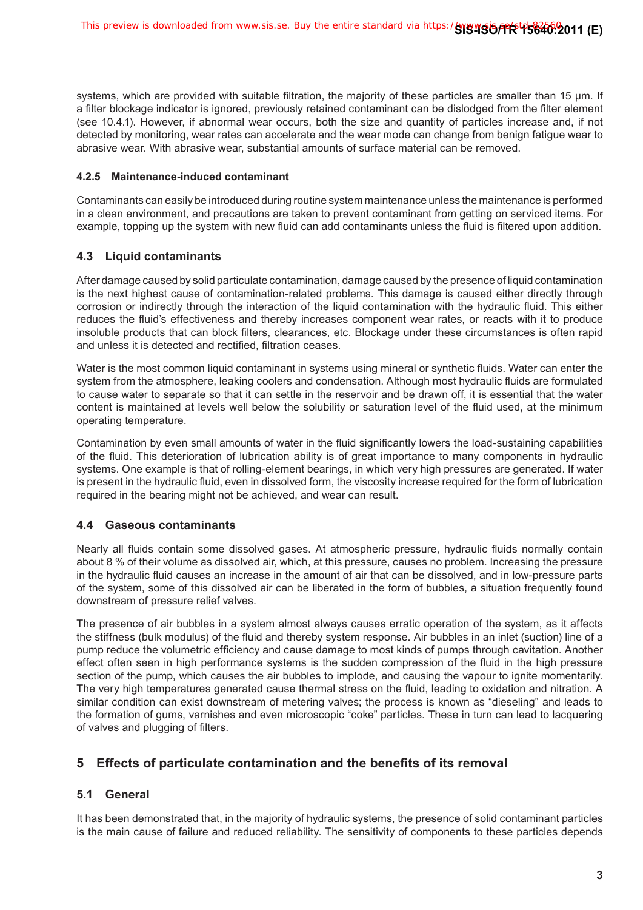systems, which are provided with suitable filtration, the majority of these particles are smaller than 15 µm. If a filter blockage indicator is ignored, previously retained contaminant can be dislodged from the filter element (see 10.4.1). However, if abnormal wear occurs, both the size and quantity of particles increase and, if not detected by monitoring, wear rates can accelerate and the wear mode can change from benign fatigue wear to abrasive wear. With abrasive wear, substantial amounts of surface material can be removed.

#### 4.2.5 Maintenance-induced contaminant

Contaminants can easily be introduced during routine system maintenance unless the maintenance is performed in a clean environment, and precautions are taken to prevent contaminant from getting on serviced items. For example, topping up the system with new fluid can add contaminants unless the fluid is filtered upon addition.

### 4.3 Liquid contaminants

After damage caused by solid particulate contamination, damage caused by the presence of liquid contamination is the next highest cause of contamination-related problems. This damage is caused either directly through corrosion or indirectly through the interaction of the liquid contamination with the hydraulic fluid. This either reduces the fluid's effectiveness and thereby increases component wear rates, or reacts with it to produce insoluble products that can block filters, clearances, etc. Blockage under these circumstances is often rapid and unless it is detected and rectified, filtration ceases.

Water is the most common liquid contaminant in systems using mineral or synthetic fluids. Water can enter the system from the atmosphere, leaking coolers and condensation. Although most hydraulic fluids are formulated to cause water to separate so that it can settle in the reservoir and be drawn off, it is essential that the water content is maintained at levels well below the solubility or saturation level of the fluid used, at the minimum operating temperature.

Contamination by even small amounts of water in the fluid significantly lowers the load-sustaining capabilities of the fluid. This deterioration of lubrication ability is of great importance to many components in hydraulic systems. One example is that of rolling-element bearings, in which very high pressures are generated. If water is present in the hydraulic fluid, even in dissolved form, the viscosity increase required for the form of lubrication required in the bearing might not be achieved, and wear can result.

### 4.4 Gaseous contaminants

Nearly all fluids contain some dissolved gases. At atmospheric pressure, hydraulic fluids normally contain about 8 % of their volume as dissolved air, which, at this pressure, causes no problem. Increasing the pressure in the hydraulic fluid causes an increase in the amount of air that can be dissolved, and in low-pressure parts of the system, some of this dissolved air can be liberated in the form of bubbles, a situation frequently found downstream of pressure relief valves.

The presence of air bubbles in a system almost always causes erratic operation of the system, as it affects the stiffness (bulk modulus) of the fluid and thereby system response. Air bubbles in an inlet (suction) line of a pump reduce the volumetric efficiency and cause damage to most kinds of pumps through cavitation. Another effect often seen in high performance systems is the sudden compression of the fluid in the high pressure section of the pump, which causes the air bubbles to implode, and causing the vapour to ignite momentarily. The very high temperatures generated cause thermal stress on the fluid, leading to oxidation and nitration. A similar condition can exist downstream of metering valves; the process is known as "dieseling" and leads to the formation of gums, varnishes and even microscopic "coke" particles. These in turn can lead to lacquering of valves and plugging of filters.

## 5 Effects of particulate contamination and the benefits of its removal

### 5.1 General

It has been demonstrated that, in the majority of hydraulic systems, the presence of solid contaminant particles is the main cause of failure and reduced reliability. The sensitivity of components to these particles depends